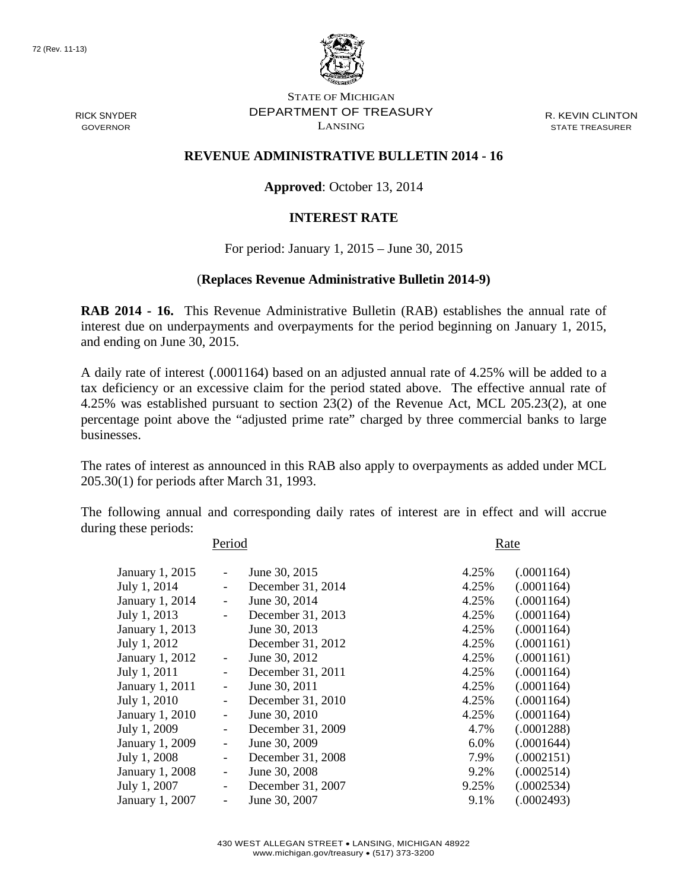72 (Rev. 11-13)

STATE OF MICHIGAN
DEPARTMENT OF TREASURY
LANSING

RICK SNYDER
GOVERNOR

R. KEVIN CLINTON
STATE TREASURER

## REVENUE ADMINISTRATIVE BULLETIN 2014 - 16

**Approved**: October 13, 2014

### INTEREST RATE

For period: January 1, 2015 – June 30, 2015

(**Replaces Revenue Administrative Bulletin 2014-9)**

**RAB 2014 - 16.** This Revenue Administrative Bulletin (RAB) establishes the annual rate of interest due on underpayments and overpayments for the period beginning on January 1, 2015, and ending on June 30, 2015.

A daily rate of interest (.0001164) based on an adjusted annual rate of 4.25% will be added to a tax deficiency or an excessive claim for the period stated above. The effective annual rate of 4.25% was established pursuant to section 23(2) of the Revenue Act, MCL 205.23(2), at one percentage point above the "adjusted prime rate" charged by three commercial banks to large businesses.

The rates of interest as announced in this RAB also apply to overpayments as added under MCL 205.30(1) for periods after March 31, 1993.

The following annual and corresponding daily rates of interest are in effect and will accrue during these periods:

| Period | | | Rate | |
|---|---|---|---|---|
| January 1, 2015 | - | June 30, 2015 | 4.25% | (.0001164) |
| July 1, 2014 | - | December 31, 2014 | 4.25% | (.0001164) |
| January 1, 2014 | - | June 30, 2014 | 4.25% | (.0001164) |
| July 1, 2013 | - | December 31, 2013 | 4.25% | (.0001164) |
| January 1, 2013 | | June 30, 2013 | 4.25% | (.0001164) |
| July 1, 2012 | | December 31, 2012 | 4.25% | (.0001161) |
| January 1, 2012 | - | June 30, 2012 | 4.25% | (.0001161) |
| July 1, 2011 | - | December 31, 2011 | 4.25% | (.0001164) |
| January 1, 2011 | - | June 30, 2011 | 4.25% | (.0001164) |
| July 1, 2010 | - | December 31, 2010 | 4.25% | (.0001164) |
| January 1, 2010 | - | June 30, 2010 | 4.25% | (.0001164) |
| July 1, 2009 | - | December 31, 2009 | 4.7% | (.0001288) |
| January 1, 2009 | - | June 30, 2009 | 6.0% | (.0001644) |
| July 1, 2008 | - | December 31, 2008 | 7.9% | (.0002151) |
| January 1, 2008 | - | June 30, 2008 | 9.2% | (.0002514) |
| July 1, 2007 | - | December 31, 2007 | 9.25% | (.0002534) |
| January 1, 2007 | - | June 30, 2007 | 9.1% | (.0002493) |

430 WEST ALLEGAN STREET • LANSING, MICHIGAN 48922
www.michigan.gov/treasury • (517) 373-3200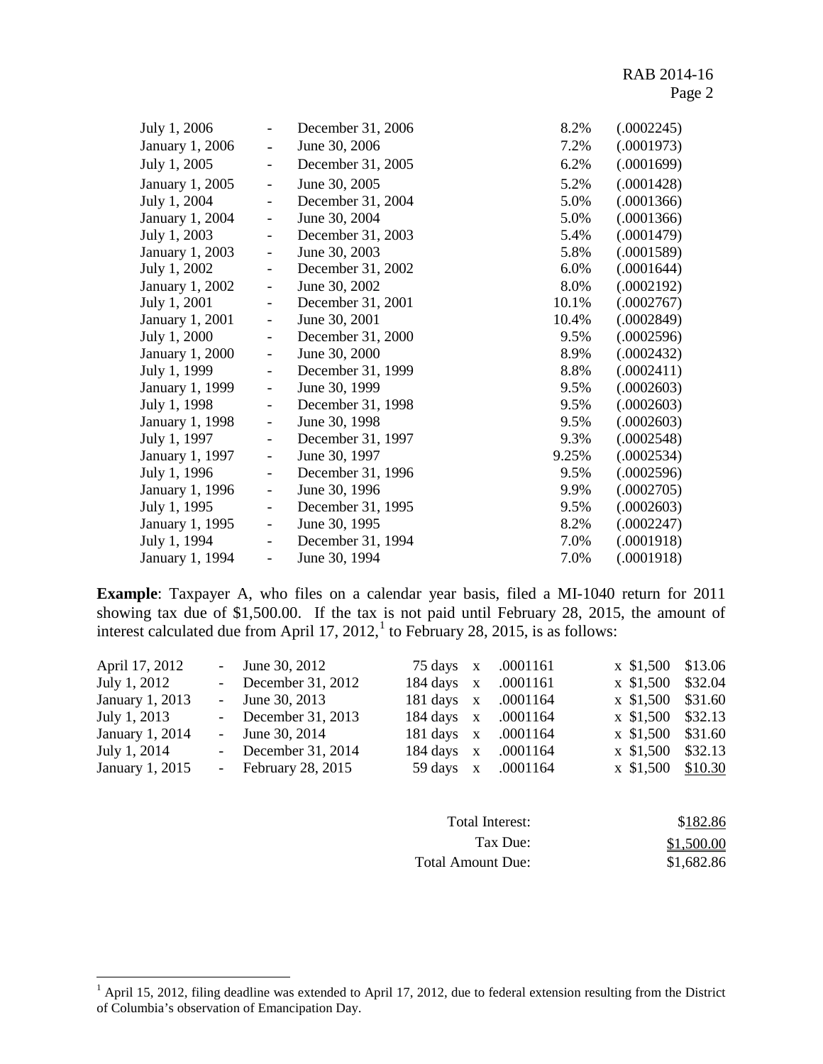| | | | | |
|---|---|---|---|---|
| July 1, 2006 | - | December 31, 2006 | 8.2% | (.0002245) |
| January 1, 2006 | - | June 30, 2006 | 7.2% | (.0001973) |
| July 1, 2005 | - | December 31, 2005 | 6.2% | (.0001699) |
| January 1, 2005 | - | June 30, 2005 | 5.2% | (.0001428) |
| July 1, 2004 | - | December 31, 2004 | 5.0% | (.0001366) |
| January 1, 2004 | - | June 30, 2004 | 5.0% | (.0001366) |
| July 1, 2003 | - | December 31, 2003 | 5.4% | (.0001479) |
| January 1, 2003 | - | June 30, 2003 | 5.8% | (.0001589) |
| July 1, 2002 | - | December 31, 2002 | 6.0% | (.0001644) |
| January 1, 2002 | - | June 30, 2002 | 8.0% | (.0002192) |
| July 1, 2001 | - | December 31, 2001 | 10.1% | (.0002767) |
| January 1, 2001 | - | June 30, 2001 | 10.4% | (.0002849) |
| July 1, 2000 | - | December 31, 2000 | 9.5% | (.0002596) |
| January 1, 2000 | - | June 30, 2000 | 8.9% | (.0002432) |
| July 1, 1999 | - | December 31, 1999 | 8.8% | (.0002411) |
| January 1, 1999 | - | June 30, 1999 | 9.5% | (.0002603) |
| July 1, 1998 | - | December 31, 1998 | 9.5% | (.0002603) |
| January 1, 1998 | - | June 30, 1998 | 9.5% | (.0002603) |
| July 1, 1997 | - | December 31, 1997 | 9.3% | (.0002548) |
| January 1, 1997 | - | June 30, 1997 | 9.25% | (.0002534) |
| July 1, 1996 | - | December 31, 1996 | 9.5% | (.0002596) |
| January 1, 1996 | - | June 30, 1996 | 9.9% | (.0002705) |
| July 1, 1995 | - | December 31, 1995 | 9.5% | (.0002603) |
| January 1, 1995 | - | June 30, 1995 | 8.2% | (.0002247) |
| July 1, 1994 | - | December 31, 1994 | 7.0% | (.0001918) |
| January 1, 1994 | - | June 30, 1994 | 7.0% | (.0001918) |

**Example**: Taxpayer A, who files on a calendar year basis, filed a MI-1040 return for 2011 showing tax due of $1,500.00. If the tax is not paid until February 28, 2015, the amount of interest calculated due from April 17, 2012,[1] to February 28, 2015, is as follows:

| | | | | | | | |
|---|---|---|---|---|---|---|---|
| April 17, 2012 | - | June 30, 2012 | 75 days | x | .0001161 | x $1,500 | $13.06 |
| July 1, 2012 | - | December 31, 2012 | 184 days | x | .0001161 | x $1,500 | $32.04 |
| January 1, 2013 | - | June 30, 2013 | 181 days | x | .0001164 | x $1,500 | $31.60 |
| July 1, 2013 | - | December 31, 2013 | 184 days | x | .0001164 | x $1,500 | $32.13 |
| January 1, 2014 | - | June 30, 2014 | 181 days | x | .0001164 | x $1,500 | $31.60 |
| July 1, 2014 | - | December 31, 2014 | 184 days | x | .0001164 | x $1,500 | $32.13 |
| January 1, 2015 | - | February 28, 2015 | 59 days | x | .0001164 | x $1,500 | $10.30 |

| | |
|---|---|
| Total Interest: | $182.86 |
| Tax Due: | $1,500.00 |
| Total Amount Due: | $1,682.86 |

[1] April 15, 2012, filing deadline was extended to April 17, 2012, due to federal extension resulting from the District of Columbia's observation of Emancipation Day.